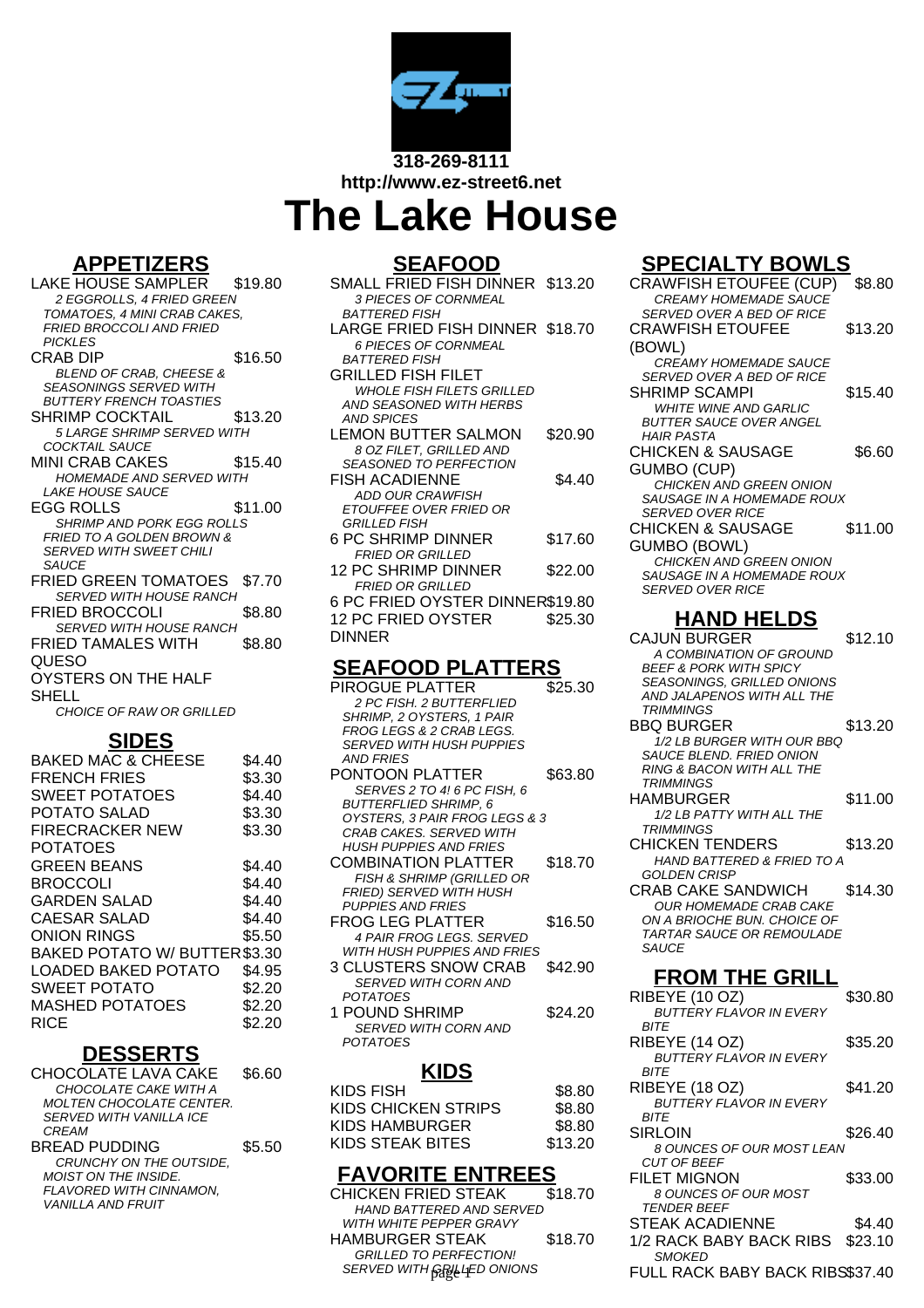318-269-8111

http://www.ez-street6.net

# The Lake House

## APPETIZERS

**LAKE HOUSE SAMPLER** $19.80
*2 EGGROLLS, 4 FRIED GREEN TOMATOES, 4 MINI CRAB CAKES, FRIED BROCCOLI AND FRIED PICKLES*

**CRAB DIP** $16.50
*BLEND OF CRAB, CHEESE & SEASONINGS SERVED WITH BUTTERY FRENCH TOASTIES*

**SHRIMP COCKTAIL** $13.20
*5 LARGE SHRIMP SERVED WITH COCKTAIL SAUCE*

**MINI CRAB CAKES** $15.40
*HOMEMADE AND SERVED WITH LAKE HOUSE SAUCE*

**EGG ROLLS** $11.00
*SHRIMP AND PORK EGG ROLLS FRIED TO A GOLDEN BROWN & SERVED WITH SWEET CHILI SAUCE*

**FRIED GREEN TOMATOES** $7.70
*SERVED WITH HOUSE RANCH*

**FRIED BROCCOLI** $8.80
*SERVED WITH HOUSE RANCH*

**FRIED TAMALES WITH QUESO** $8.80

**OYSTERS ON THE HALF SHELL**
*CHOICE OF RAW OR GRILLED*

## SIDES

| Item | Price |
|---|---|
| BAKED MAC & CHEESE | $4.40 |
| FRENCH FRIES | $3.30 |
| SWEET POTATOES | $4.40 |
| POTATO SALAD | $3.30 |
| FIRECRACKER NEW POTATOES | $3.30 |
| GREEN BEANS | $4.40 |
| BROCCOLI | $4.40 |
| GARDEN SALAD | $4.40 |
| CAESAR SALAD | $4.40 |
| ONION RINGS | $5.50 |
| BAKED POTATO W/ BUTTER | $3.30 |
| LOADED BAKED POTATO | $4.95 |
| SWEET POTATO | $2.20 |
| MASHED POTATOES | $2.20 |
| RICE | $2.20 |

## DESSERTS

**CHOCOLATE LAVA CAKE** $6.60
*CHOCOLATE CAKE WITH A MOLTEN CHOCOLATE CENTER. SERVED WITH VANILLA ICE CREAM*

**BREAD PUDDING** $5.50
*CRUNCHY ON THE OUTSIDE, MOIST ON THE INSIDE. FLAVORED WITH CINNAMON, VANILLA AND FRUIT*

## SEAFOOD

**SMALL FRIED FISH DINNER** $13.20
*3 PIECES OF CORNMEAL BATTERED FISH*

**LARGE FRIED FISH DINNER** $18.70
*6 PIECES OF CORNMEAL BATTERED FISH*

**GRILLED FISH FILET**
*WHOLE FISH FILETS GRILLED AND SEASONED WITH HERBS AND SPICES*

**LEMON BUTTER SALMON** $20.90
*8 OZ FILET, GRILLED AND SEASONED TO PERFECTION*

**FISH ACADIENNE** $4.40
*ADD OUR CRAWFISH ETOUFFEE OVER FRIED OR GRILLED FISH*

**6 PC SHRIMP DINNER** $17.60
*FRIED OR GRILLED*

**12 PC SHRIMP DINNER** $22.00
*FRIED OR GRILLED*

**6 PC FRIED OYSTER DINNER** $19.80

**12 PC FRIED OYSTER DINNER** $25.30

## SEAFOOD PLATTERS

**PIROGUE PLATTER** $25.30
*2 PC FISH. 2 BUTTERFLIED SHRIMP, 2 OYSTERS, 1 PAIR FROG LEGS & 2 CRAB LEGS. SERVED WITH HUSH PUPPIES AND FRIES*

**PONTOON PLATTER** $63.80
*SERVES 2 TO 4! 6 PC FISH, 6 BUTTERFLIED SHRIMP, 6 OYSTERS, 3 PAIR FROG LEGS & 3 CRAB CAKES. SERVED WITH HUSH PUPPIES AND FRIES*

**COMBINATION PLATTER** $18.70
*FISH & SHRIMP (GRILLED OR FRIED) SERVED WITH HUSH PUPPIES AND FRIES*

**FROG LEG PLATTER** $16.50
*4 PAIR FROG LEGS. SERVED WITH HUSH PUPPIES AND FRIES*

**3 CLUSTERS SNOW CRAB** $42.90
*SERVED WITH CORN AND POTATOES*

**1 POUND SHRIMP** $24.20
*SERVED WITH CORN AND POTATOES*

## KIDS

| Item | Price |
|---|---|
| KIDS FISH | $8.80 |
| KIDS CHICKEN STRIPS | $8.80 |
| KIDS HAMBURGER | $8.80 |
| KIDS STEAK BITES | $13.20 |

## FAVORITE ENTREES

**CHICKEN FRIED STEAK** $18.70
*HAND BATTERED AND SERVED WITH WHITE PEPPER GRAVY*

**HAMBURGER STEAK** $18.70
*GRILLED TO PERFECTION! SERVED WITH GRILLED ONIONS*

## SPECIALTY BOWLS

**CRAWFISH ETOUFEE (CUP)** $8.80
*CREAMY HOMEMADE SAUCE SERVED OVER A BED OF RICE*

**CRAWFISH ETOUFEE (BOWL)** $13.20
*CREAMY HOMEMADE SAUCE SERVED OVER A BED OF RICE*

**SHRIMP SCAMPI** $15.40
*WHITE WINE AND GARLIC BUTTER SAUCE OVER ANGEL HAIR PASTA*

**CHICKEN & SAUSAGE GUMBO (CUP)** $6.60
*CHICKEN AND GREEN ONION SAUSAGE IN A HOMEMADE ROUX SERVED OVER RICE*

**CHICKEN & SAUSAGE GUMBO (BOWL)** $11.00
*CHICKEN AND GREEN ONION SAUSAGE IN A HOMEMADE ROUX SERVED OVER RICE*

## HAND HELDS

**CAJUN BURGER** $12.10
*A COMBINATION OF GROUND BEEF & PORK WITH SPICY SEASONINGS, GRILLED ONIONS AND JALAPENOS WITH ALL THE TRIMMINGS*

**BBQ BURGER** $13.20
*1/2 LB BURGER WITH OUR BBQ SAUCE BLEND. FRIED ONION RING & BACON WITH ALL THE TRIMMINGS*

**HAMBURGER** $11.00
*1/2 LB PATTY WITH ALL THE TRIMMINGS*

**CHICKEN TENDERS** $13.20
*HAND BATTERED & FRIED TO A GOLDEN CRISP*

**CRAB CAKE SANDWICH** $14.30
*OUR HOMEMADE CRAB CAKE ON A BRIOCHE BUN. CHOICE OF TARTAR SAUCE OR REMOULADE SAUCE*

## FROM THE GRILL

**RIBEYE (10 OZ)** $30.80
*BUTTERY FLAVOR IN EVERY BITE*

**RIBEYE (14 OZ)** $35.20
*BUTTERY FLAVOR IN EVERY BITE*

**RIBEYE (18 OZ)** $41.20
*BUTTERY FLAVOR IN EVERY BITE*

**SIRLOIN** $26.40
*8 OUNCES OF OUR MOST LEAN CUT OF BEEF*

**FILET MIGNON** $33.00
*8 OUNCES OF OUR MOST TENDER BEEF*

**STEAK ACADIENNE** $4.40

**1/2 RACK BABY BACK RIBS** $23.10
*SMOKED*

**FULL RACK BABY BACK RIBS** $37.40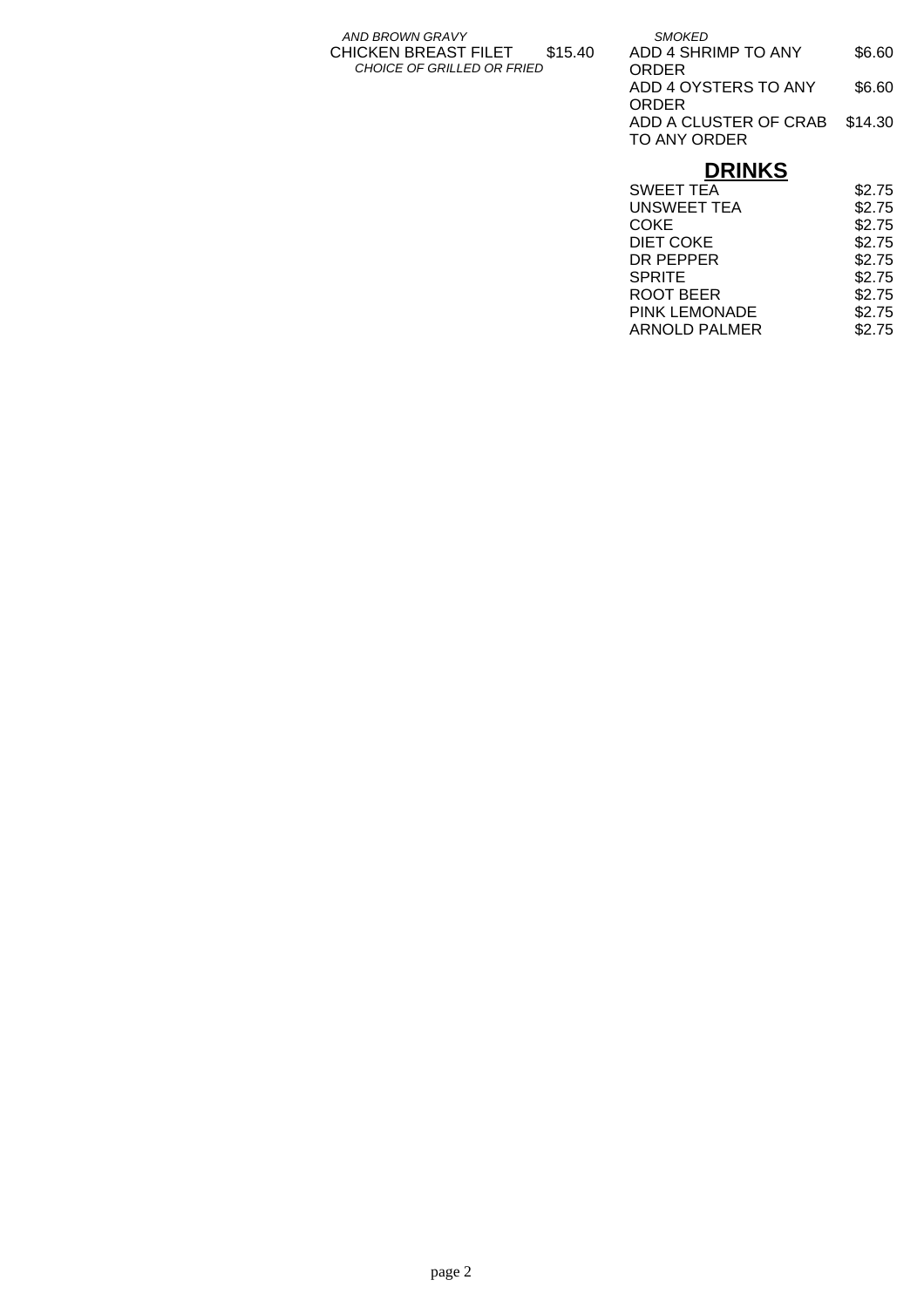*AND BROWN GRAVY*

CHICKEN BREAST FILET $15.40

*CHOICE OF GRILLED OR FRIED*

*SMOKED*

ADD 4 SHRIMP TO ANY ORDER $6.60

ADD 4 OYSTERS TO ANY ORDER $6.60

ADD A CLUSTER OF CRAB TO ANY ORDER $14.30

## DRINKS

| | |
|---|---|
| SWEET TEA | $2.75 |
| UNSWEET TEA | $2.75 |
| COKE | $2.75 |
| DIET COKE | $2.75 |
| DR PEPPER | $2.75 |
| SPRITE | $2.75 |
| ROOT BEER | $2.75 |
| PINK LEMONADE | $2.75 |
| ARNOLD PALMER | $2.75 |